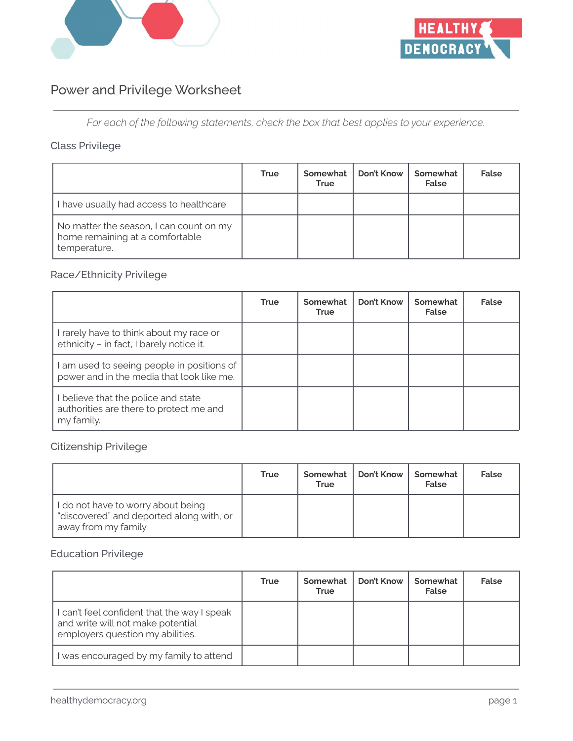# Power and Privilege Worksheet

*For each of the following statements, check the box that best applies to your experience.*

## Class Privilege

| | True | Somewhat True | Don't Know | Somewhat False | False |
|---|---|---|---|---|---|
| I have usually had access to healthcare. | | | | | |
| No matter the season, I can count on my home remaining at a comfortable temperature. | | | | | |

## Race/Ethnicity Privilege

| | True | Somewhat True | Don't Know | Somewhat False | False |
|---|---|---|---|---|---|
| I rarely have to think about my race or ethnicity – in fact, I barely notice it. | | | | | |
| I am used to seeing people in positions of power and in the media that look like me. | | | | | |
| I believe that the police and state authorities are there to protect me and my family. | | | | | |

## Citizenship Privilege

| | True | Somewhat True | Don't Know | Somewhat False | False |
|---|---|---|---|---|---|
| I do not have to worry about being "discovered" and deported along with, or away from my family. | | | | | |

## Education Privilege

| | True | Somewhat True | Don't Know | Somewhat False | False |
|---|---|---|---|---|---|
| I can't feel confident that the way I speak and write will not make potential employers question my abilities. | | | | | |
| I was encouraged by my family to attend | | | | | |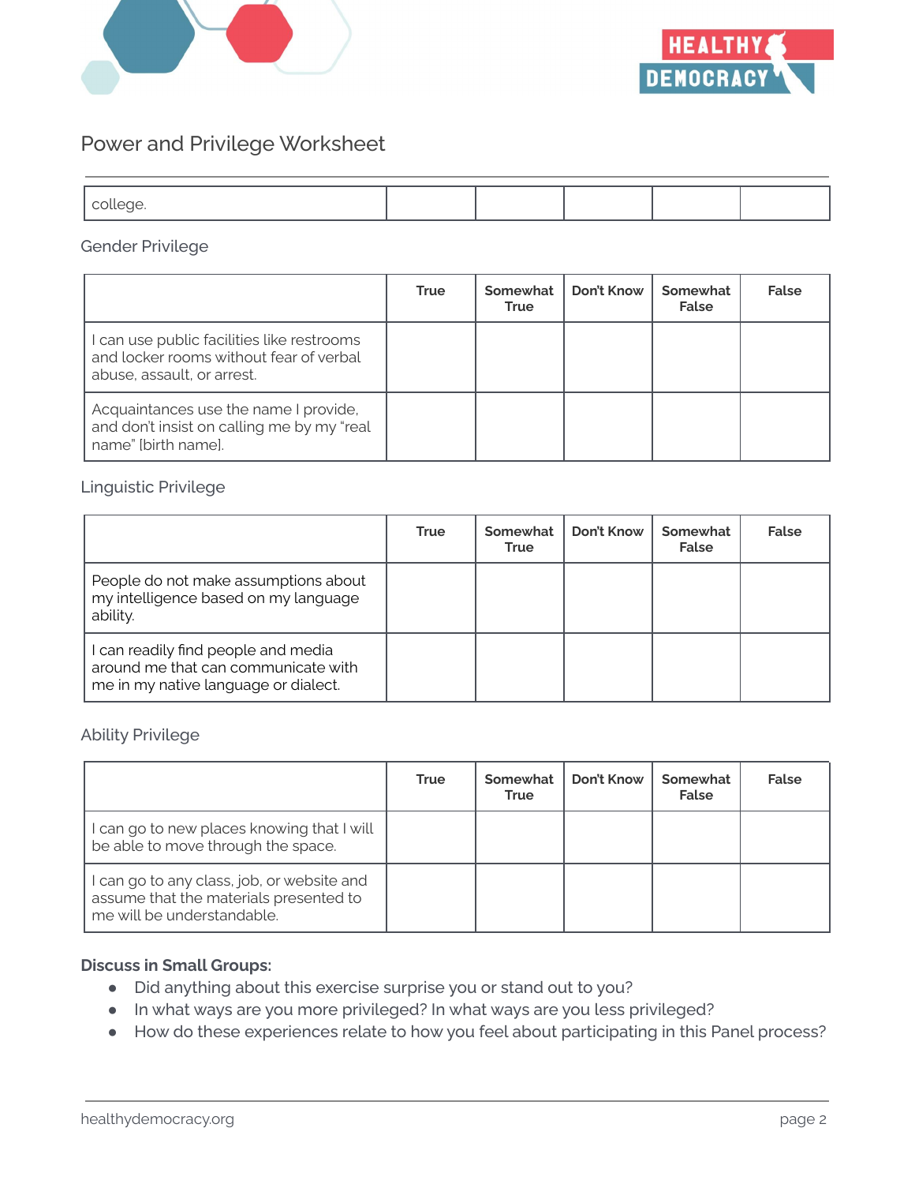## Power and Privilege Worksheet

| | | | | | |
|---|---|---|---|---|---|
| college. | | | | | |

### Gender Privilege

| | True | Somewhat True | Don't Know | Somewhat False | False |
|---|---|---|---|---|---|
| I can use public facilities like restrooms and locker rooms without fear of verbal abuse, assault, or arrest. | | | | | |
| Acquaintances use the name I provide, and don't insist on calling me by my "real name" [birth name]. | | | | | |

### Linguistic Privilege

| | True | Somewhat True | Don't Know | Somewhat False | False |
|---|---|---|---|---|---|
| People do not make assumptions about my intelligence based on my language ability. | | | | | |
| I can readily find people and media around me that can communicate with me in my native language or dialect. | | | | | |

### Ability Privilege

| | True | Somewhat True | Don't Know | Somewhat False | False |
|---|---|---|---|---|---|
| I can go to new places knowing that I will be able to move through the space. | | | | | |
| I can go to any class, job, or website and assume that the materials presented to me will be understandable. | | | | | |

**Discuss in Small Groups:**

- Did anything about this exercise surprise you or stand out to you?
- In what ways are you more privileged? In what ways are you less privileged?
- How do these experiences relate to how you feel about participating in this Panel process?